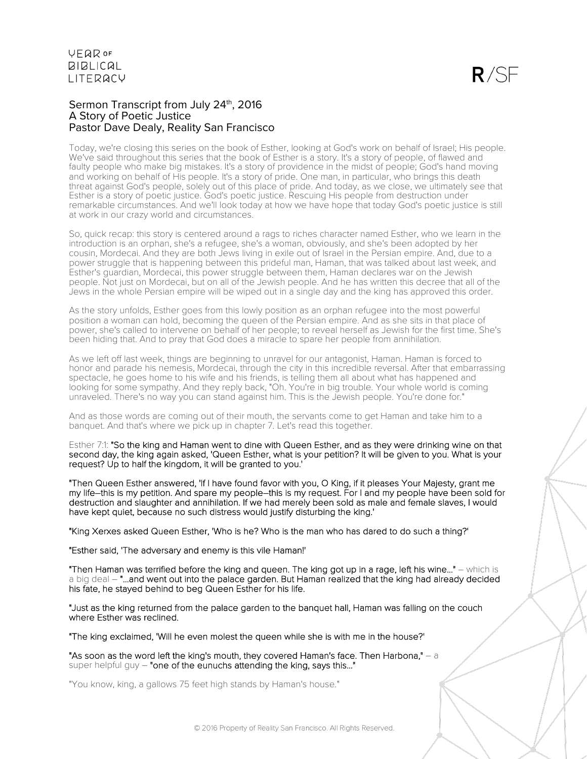Sermon Transcript from July 24th, 2016
A Story of Poetic Justice
Pastor Dave Dealy, Reality San Francisco

Today, we're closing this series on the book of Esther, looking at God's work on behalf of Israel; His people. We've said throughout this series that the book of Esther is a story. It's a story of people, of flawed and faulty people who make big mistakes. It's a story of providence in the midst of people; God's hand moving and working on behalf of His people. It's a story of pride. One man, in particular, who brings this death threat against God's people, solely out of this place of pride. And today, as we close, we ultimately see that Esther is a story of poetic justice. God's poetic justice. Rescuing His people from destruction under remarkable circumstances. And we'll look today at how we have hope that today God's poetic justice is still at work in our crazy world and circumstances.

So, quick recap: this story is centered around a rags to riches character named Esther, who we learn in the introduction is an orphan, she's a refugee, she's a woman, obviously, and she's been adopted by her cousin, Mordecai. And they are both Jews living in exile out of Israel in the Persian empire. And, due to a power struggle that is happening between this prideful man, Haman, that was talked about last week, and Esther's guardian, Mordecai, this power struggle between them, Haman declares war on the Jewish people. Not just on Mordecai, but on all of the Jewish people. And he has written this decree that all of the Jews in the whole Persian empire will be wiped out in a single day and the king has approved this order.

As the story unfolds, Esther goes from this lowly position as an orphan refugee into the most powerful position a woman can hold, becoming the queen of the Persian empire. And as she sits in that place of power, she's called to intervene on behalf of her people; to reveal herself as Jewish for the first time. She's been hiding that. And to pray that God does a miracle to spare her people from annihilation.

As we left off last week, things are beginning to unravel for our antagonist, Haman. Haman is forced to honor and parade his nemesis, Mordecai, through the city in this incredible reversal. After that embarrassing spectacle, he goes home to his wife and his friends, is telling them all about what has happened and looking for some sympathy. And they reply back, "Oh. You're in big trouble. Your whole world is coming unraveled. There's no way you can stand against him. This is the Jewish people. You're done for."

And as those words are coming out of their mouth, the servants come to get Haman and take him to a banquet. And that's where we pick up in chapter 7. Let's read this together.

Esther 7:1: **"So the king and Haman went to dine with Queen Esther, and as they were drinking wine on that second day, the king again asked, 'Queen Esther, what is your petition? It will be given to you. What is your request? Up to half the kingdom, it will be granted to you.'**

**"Then Queen Esther answered, 'If I have found favor with you, O King, if it pleases Your Majesty, grant me my life–this is my petition. And spare my people–this is my request. For I and my people have been sold for destruction and slaughter and annihilation. If we had merely been sold as male and female slaves, I would have kept quiet, because no such distress would justify disturbing the king.'**

**"King Xerxes asked Queen Esther, 'Who is he? Who is the man who has dared to do such a thing?'**

**"Esther said, 'The adversary and enemy is this vile Haman!'**

**"Then Haman was terrified before the king and queen. The king got up in a rage, left his wine..."** – which is a big deal – **"...and went out into the palace garden. But Haman realized that the king had already decided his fate, he stayed behind to beg Queen Esther for his life.**

**"Just as the king returned from the palace garden to the banquet hall, Haman was falling on the couch where Esther was reclined.**

**"The king exclaimed, 'Will he even molest the queen while she is with me in the house?'**

**"As soon as the word left the king's mouth, they covered Haman's face. Then Harbona,"** – a super helpful guy – **"one of the eunuchs attending the king, says this..."**

"You know, king, a gallows 75 feet high stands by Haman's house."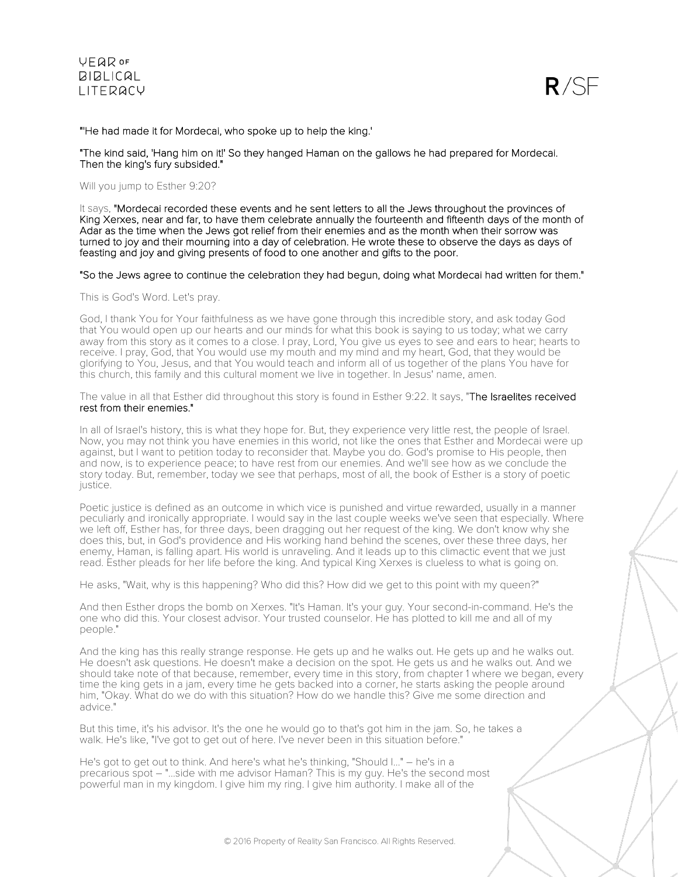"'He had made it for Mordecai, who spoke up to help the king.'

"The kind said, 'Hang him on it!' So they hanged Haman on the gallows he had prepared for Mordecai. Then the king's fury subsided."

Will you jump to Esther 9:20?

It says, "Mordecai recorded these events and he sent letters to all the Jews throughout the provinces of King Xerxes, near and far, to have them celebrate annually the fourteenth and fifteenth days of the month of Adar as the time when the Jews got relief from their enemies and as the month when their sorrow was turned to joy and their mourning into a day of celebration. He wrote these to observe the days as days of feasting and joy and giving presents of food to one another and gifts to the poor.

"So the Jews agree to continue the celebration they had begun, doing what Mordecai had written for them."

This is God's Word. Let's pray.

God, I thank You for Your faithfulness as we have gone through this incredible story, and ask today God that You would open up our hearts and our minds for what this book is saying to us today; what we carry away from this story as it comes to a close. I pray, Lord, You give us eyes to see and ears to hear; hearts to receive. I pray, God, that You would use my mouth and my mind and my heart, God, that they would be glorifying to You, Jesus, and that You would teach and inform all of us together of the plans You have for this church, this family and this cultural moment we live in together. In Jesus' name, amen.

The value in all that Esther did throughout this story is found in Esther 9:22. It says, "The Israelites received rest from their enemies."

In all of Israel's history, this is what they hope for. But, they experience very little rest, the people of Israel. Now, you may not think you have enemies in this world, not like the ones that Esther and Mordecai were up against, but I want to petition today to reconsider that. Maybe you do. God's promise to His people, then and now, is to experience peace; to have rest from our enemies. And we'll see how as we conclude the story today. But, remember, today we see that perhaps, most of all, the book of Esther is a story of poetic justice.

Poetic justice is defined as an outcome in which vice is punished and virtue rewarded, usually in a manner peculiarly and ironically appropriate. I would say in the last couple weeks we've seen that especially. Where we left off, Esther has, for three days, been dragging out her request of the king. We don't know why she does this, but, in God's providence and His working hand behind the scenes, over these three days, her enemy, Haman, is falling apart. His world is unraveling. And it leads up to this climactic event that we just read. Esther pleads for her life before the king. And typical King Xerxes is clueless to what is going on.

He asks, "Wait, why is this happening? Who did this? How did we get to this point with my queen?"

And then Esther drops the bomb on Xerxes. "It's Haman. It's your guy. Your second-in-command. He's the one who did this. Your closest advisor. Your trusted counselor. He has plotted to kill me and all of my people."

And the king has this really strange response. He gets up and he walks out. He gets up and he walks out. He doesn't ask questions. He doesn't make a decision on the spot. He gets us and he walks out. And we should take note of that because, remember, every time in this story, from chapter 1 where we began, every time the king gets in a jam, every time he gets backed into a corner, he starts asking the people around him, "Okay. What do we do with this situation? How do we handle this? Give me some direction and advice."

But this time, it's his advisor. It's the one he would go to that's got him in the jam. So, he takes a walk. He's like, "I've got to get out of here. I've never been in this situation before."

He's got to get out to think. And here's what he's thinking, "Should I..." – he's in a precarious spot – "...side with me advisor Haman? This is my guy. He's the second most powerful man in my kingdom. I give him my ring. I give him authority. I make all of the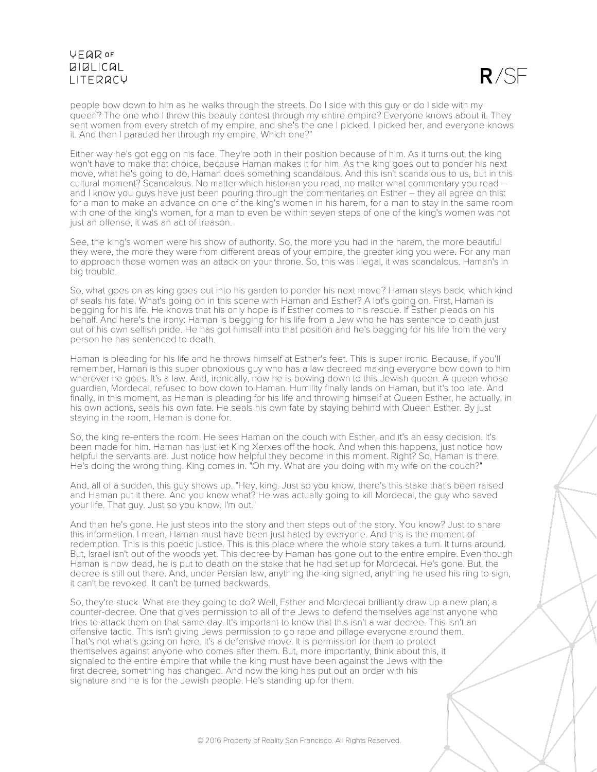people bow down to him as he walks through the streets. Do I side with this guy or do I side with my queen? The one who I threw this beauty contest through my entire empire? Everyone knows about it. They sent women from every stretch of my empire, and she's the one I picked. I picked her, and everyone knows it. And then I paraded her through my empire. Which one?"

Either way he's got egg on his face. They're both in their position because of him. As it turns out, the king won't have to make that choice, because Haman makes it for him. As the king goes out to ponder his next move, what he's going to do, Haman does something scandalous. And this isn't scandalous to us, but in this cultural moment? Scandalous. No matter which historian you read, no matter what commentary you read – and I know you guys have just been pouring through the commentaries on Esther – they all agree on this: for a man to make an advance on one of the king's women in his harem, for a man to stay in the same room with one of the king's women, for a man to even be within seven steps of one of the king's women was not just an offense, it was an act of treason.

See, the king's women were his show of authority. So, the more you had in the harem, the more beautiful they were, the more they were from different areas of your empire, the greater king you were. For any man to approach those women was an attack on your throne. So, this was illegal, it was scandalous. Haman's in big trouble.

So, what goes on as king goes out into his garden to ponder his next move? Haman stays back, which kind of seals his fate. What's going on in this scene with Haman and Esther? A lot's going on. First, Haman is begging for his life. He knows that his only hope is if Esther comes to his rescue. If Esther pleads on his behalf. And here's the irony: Haman is begging for his life from a Jew who he has sentence to death just out of his own selfish pride. He has got himself into that position and he's begging for his life from the very person he has sentenced to death.

Haman is pleading for his life and he throws himself at Esther's feet. This is super ironic. Because, if you'll remember, Haman is this super obnoxious guy who has a law decreed making everyone bow down to him wherever he goes. It's a law. And, ironically, now he is bowing down to this Jewish queen. A queen whose guardian, Mordecai, refused to bow down to Haman. Humility finally lands on Haman, but it's too late. And finally, in this moment, as Haman is pleading for his life and throwing himself at Queen Esther, he actually, in his own actions, seals his own fate. He seals his own fate by staying behind with Queen Esther. By just staying in the room, Haman is done for.

So, the king re-enters the room. He sees Haman on the couch with Esther, and it's an easy decision. It's been made for him. Haman has just let King Xerxes off the hook. And when this happens, just notice how helpful the servants are. Just notice how helpful they become in this moment. Right? So, Haman is there. He's doing the wrong thing. King comes in. "Oh my. What are you doing with my wife on the couch?"

And, all of a sudden, this guy shows up. "Hey, king. Just so you know, there's this stake that's been raised and Haman put it there. And you know what? He was actually going to kill Mordecai, the guy who saved your life. That guy. Just so you know. I'm out."

And then he's gone. He just steps into the story and then steps out of the story. You know? Just to share this information. I mean, Haman must have been just hated by everyone. And this is the moment of redemption. This is this poetic justice. This is this place where the whole story takes a turn. It turns around. But, Israel isn't out of the woods yet. This decree by Haman has gone out to the entire empire. Even though Haman is now dead, he is put to death on the stake that he had set up for Mordecai. He's gone. But, the decree is still out there. And, under Persian law, anything the king signed, anything he used his ring to sign, it can't be revoked. It can't be turned backwards.

So, they're stuck. What are they going to do? Well, Esther and Mordecai brilliantly draw up a new plan; a counter-decree. One that gives permission to all of the Jews to defend themselves against anyone who tries to attack them on that same day. It's important to know that this isn't a war decree. This isn't an offensive tactic. This isn't giving Jews permission to go rape and pillage everyone around them. That's not what's going on here. It's a defensive move. It is permission for them to protect themselves against anyone who comes after them. But, more importantly, think about this, it signaled to the entire empire that while the king must have been against the Jews with the first decree, something has changed. And now the king has put out an order with his signature and he is for the Jewish people. He's standing up for them.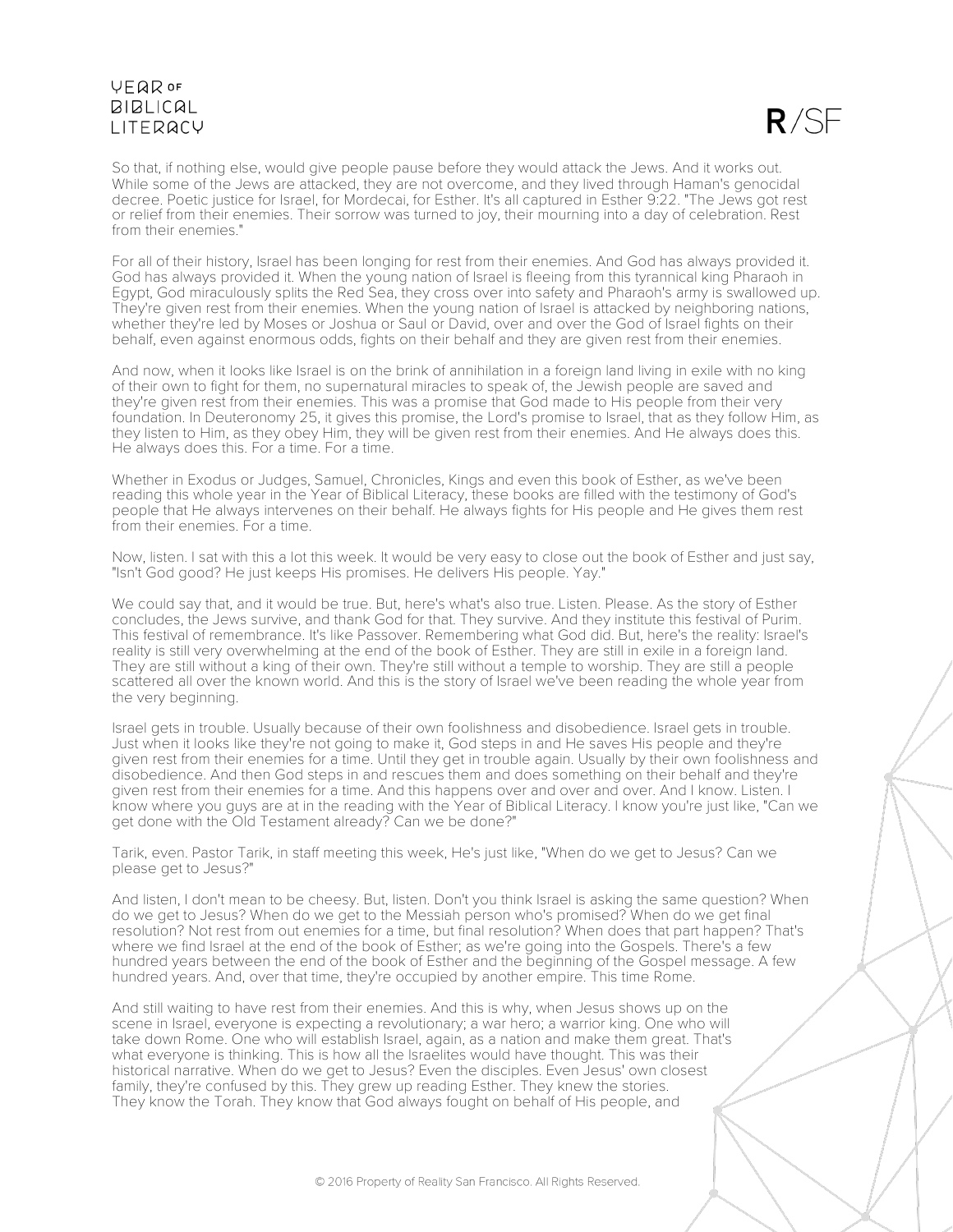So that, if nothing else, would give people pause before they would attack the Jews. And it works out. While some of the Jews are attacked, they are not overcome, and they lived through Haman's genocidal decree. Poetic justice for Israel, for Mordecai, for Esther. It's all captured in Esther 9:22. "The Jews got rest or relief from their enemies. Their sorrow was turned to joy, their mourning into a day of celebration. Rest from their enemies."

For all of their history, Israel has been longing for rest from their enemies. And God has always provided it. God has always provided it. When the young nation of Israel is fleeing from this tyrannical king Pharaoh in Egypt, God miraculously splits the Red Sea, they cross over into safety and Pharaoh's army is swallowed up. They're given rest from their enemies. When the young nation of Israel is attacked by neighboring nations, whether they're led by Moses or Joshua or Saul or David, over and over the God of Israel fights on their behalf, even against enormous odds, fights on their behalf and they are given rest from their enemies.

And now, when it looks like Israel is on the brink of annihilation in a foreign land living in exile with no king of their own to fight for them, no supernatural miracles to speak of, the Jewish people are saved and they're given rest from their enemies. This was a promise that God made to His people from their very foundation. In Deuteronomy 25, it gives this promise, the Lord's promise to Israel, that as they follow Him, as they listen to Him, as they obey Him, they will be given rest from their enemies. And He always does this. He always does this. For a time. For a time.

Whether in Exodus or Judges, Samuel, Chronicles, Kings and even this book of Esther, as we've been reading this whole year in the Year of Biblical Literacy, these books are filled with the testimony of God's people that He always intervenes on their behalf. He always fights for His people and He gives them rest from their enemies. For a time.

Now, listen. I sat with this a lot this week. It would be very easy to close out the book of Esther and just say, "Isn't God good? He just keeps His promises. He delivers His people. Yay."

We could say that, and it would be true. But, here's what's also true. Listen. Please. As the story of Esther concludes, the Jews survive, and thank God for that. They survive. And they institute this festival of Purim. This festival of remembrance. It's like Passover. Remembering what God did. But, here's the reality: Israel's reality is still very overwhelming at the end of the book of Esther. They are still in exile in a foreign land. They are still without a king of their own. They're still without a temple to worship. They are still a people scattered all over the known world. And this is the story of Israel we've been reading the whole year from the very beginning.

Israel gets in trouble. Usually because of their own foolishness and disobedience. Israel gets in trouble. Just when it looks like they're not going to make it, God steps in and He saves His people and they're given rest from their enemies for a time. Until they get in trouble again. Usually by their own foolishness and disobedience. And then God steps in and rescues them and does something on their behalf and they're given rest from their enemies for a time. And this happens over and over and over. And I know. Listen. I know where you guys are at in the reading with the Year of Biblical Literacy. I know you're just like, "Can we get done with the Old Testament already? Can we be done?"

Tarik, even. Pastor Tarik, in staff meeting this week, He's just like, "When do we get to Jesus? Can we please get to Jesus?"

And listen, I don't mean to be cheesy. But, listen. Don't you think Israel is asking the same question? When do we get to Jesus? When do we get to the Messiah person who's promised? When do we get final resolution? Not rest from out enemies for a time, but final resolution? When does that part happen? That's where we find Israel at the end of the book of Esther; as we're going into the Gospels. There's a few hundred years between the end of the book of Esther and the beginning of the Gospel message. A few hundred years. And, over that time, they're occupied by another empire. This time Rome.

And still waiting to have rest from their enemies. And this is why, when Jesus shows up on the scene in Israel, everyone is expecting a revolutionary; a war hero; a warrior king. One who will take down Rome. One who will establish Israel, again, as a nation and make them great. That's what everyone is thinking. This is how all the Israelites would have thought. This was their historical narrative. When do we get to Jesus? Even the disciples. Even Jesus' own closest family, they're confused by this. They grew up reading Esther. They knew the stories. They know the Torah. They know that God always fought on behalf of His people, and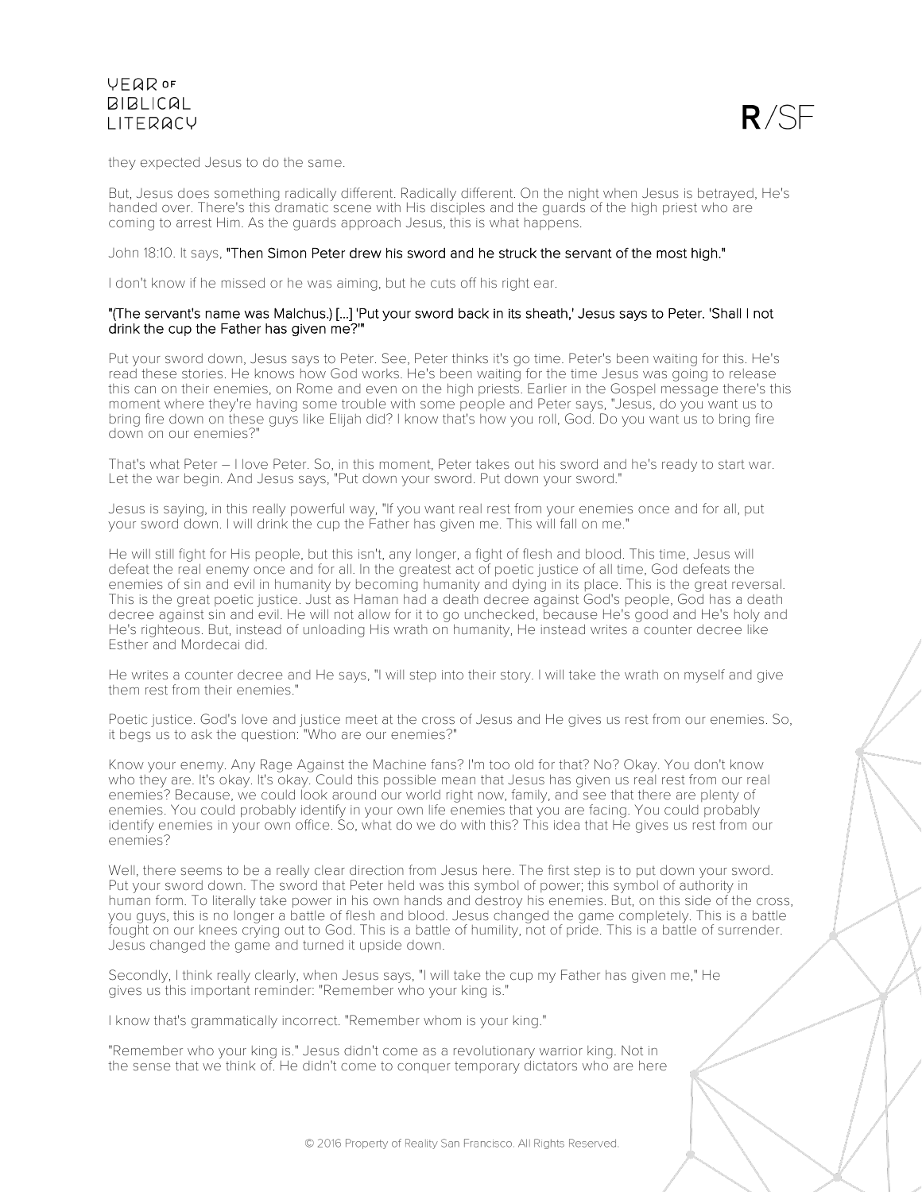they expected Jesus to do the same.

But, Jesus does something radically different. Radically different. On the night when Jesus is betrayed, He's handed over. There's this dramatic scene with His disciples and the guards of the high priest who are coming to arrest Him. As the guards approach Jesus, this is what happens.

John 18:10. It says, **"Then Simon Peter drew his sword and he struck the servant of the most high."**

I don't know if he missed or he was aiming, but he cuts off his right ear.

**"(The servant's name was Malchus.) [...] 'Put your sword back in its sheath,' Jesus says to Peter. 'Shall I not drink the cup the Father has given me?'"**

Put your sword down, Jesus says to Peter. See, Peter thinks it's go time. Peter's been waiting for this. He's read these stories. He knows how God works. He's been waiting for the time Jesus was going to release this can on their enemies, on Rome and even on the high priests. Earlier in the Gospel message there's this moment where they're having some trouble with some people and Peter says, "Jesus, do you want us to bring fire down on these guys like Elijah did? I know that's how you roll, God. Do you want us to bring fire down on our enemies?"

That's what Peter – I love Peter. So, in this moment, Peter takes out his sword and he's ready to start war. Let the war begin. And Jesus says, "Put down your sword. Put down your sword."

Jesus is saying, in this really powerful way, "If you want real rest from your enemies once and for all, put your sword down. I will drink the cup the Father has given me. This will fall on me."

He will still fight for His people, but this isn't, any longer, a fight of flesh and blood. This time, Jesus will defeat the real enemy once and for all. In the greatest act of poetic justice of all time, God defeats the enemies of sin and evil in humanity by becoming humanity and dying in its place. This is the great reversal. This is the great poetic justice. Just as Haman had a death decree against God's people, God has a death decree against sin and evil. He will not allow for it to go unchecked, because He's good and He's holy and He's righteous. But, instead of unloading His wrath on humanity, He instead writes a counter decree like Esther and Mordecai did.

He writes a counter decree and He says, "I will step into their story. I will take the wrath on myself and give them rest from their enemies."

Poetic justice. God's love and justice meet at the cross of Jesus and He gives us rest from our enemies. So, it begs us to ask the question: "Who are our enemies?"

Know your enemy. Any Rage Against the Machine fans? I'm too old for that? No? Okay. You don't know who they are. It's okay. It's okay. Could this possible mean that Jesus has given us real rest from our real enemies? Because, we could look around our world right now, family, and see that there are plenty of enemies. You could probably identify in your own life enemies that you are facing. You could probably identify enemies in your own office. So, what do we do with this? This idea that He gives us rest from our enemies?

Well, there seems to be a really clear direction from Jesus here. The first step is to put down your sword. Put your sword down. The sword that Peter held was this symbol of power; this symbol of authority in human form. To literally take power in his own hands and destroy his enemies. But, on this side of the cross, you guys, this is no longer a battle of flesh and blood. Jesus changed the game completely. This is a battle fought on our knees crying out to God. This is a battle of humility, not of pride. This is a battle of surrender. Jesus changed the game and turned it upside down.

Secondly, I think really clearly, when Jesus says, "I will take the cup my Father has given me," He gives us this important reminder: "Remember who your king is."

I know that's grammatically incorrect. "Remember whom is your king."

"Remember who your king is." Jesus didn't come as a revolutionary warrior king. Not in the sense that we think of. He didn't come to conquer temporary dictators who are here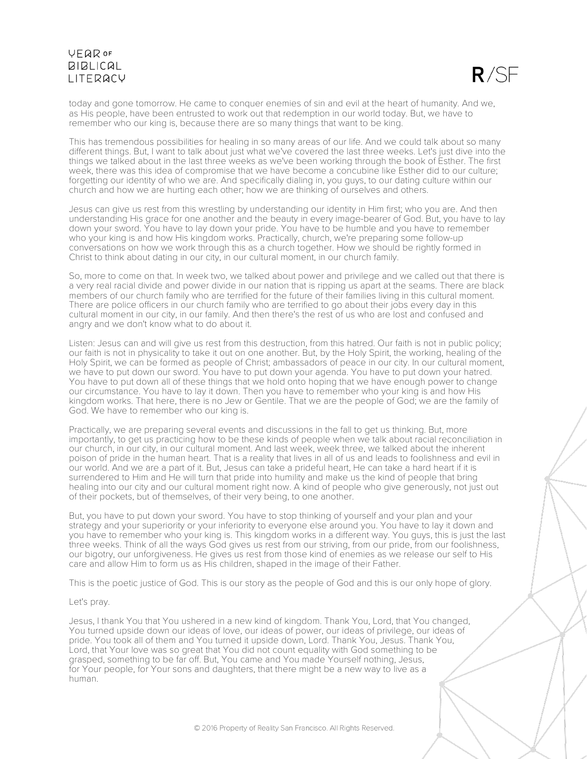today and gone tomorrow. He came to conquer enemies of sin and evil at the heart of humanity. And we, as His people, have been entrusted to work out that redemption in our world today. But, we have to remember who our king is, because there are so many things that want to be king.

This has tremendous possibilities for healing in so many areas of our life. And we could talk about so many different things. But, I want to talk about just what we've covered the last three weeks. Let's just dive into the things we talked about in the last three weeks as we've been working through the book of Esther. The first week, there was this idea of compromise that we have become a concubine like Esther did to our culture; forgetting our identity of who we are. And specifically dialing in, you guys, to our dating culture within our church and how we are hurting each other; how we are thinking of ourselves and others.

Jesus can give us rest from this wrestling by understanding our identity in Him first; who you are. And then understanding His grace for one another and the beauty in every image-bearer of God. But, you have to lay down your sword. You have to lay down your pride. You have to be humble and you have to remember who your king is and how His kingdom works. Practically, church, we're preparing some follow-up conversations on how we work through this as a church together. How we should be rightly formed in Christ to think about dating in our city, in our cultural moment, in our church family.

So, more to come on that. In week two, we talked about power and privilege and we called out that there is a very real racial divide and power divide in our nation that is ripping us apart at the seams. There are black members of our church family who are terrified for the future of their families living in this cultural moment. There are police officers in our church family who are terrified to go about their jobs every day in this cultural moment in our city, in our family. And then there's the rest of us who are lost and confused and angry and we don't know what to do about it.

Listen: Jesus can and will give us rest from this destruction, from this hatred. Our faith is not in public policy; our faith is not in physicality to take it out on one another. But, by the Holy Spirit, the working, healing of the Holy Spirit, we can be formed as people of Christ; ambassadors of peace in our city. In our cultural moment, we have to put down our sword. You have to put down your pride. You have to put down your agenda. You have to put down your hatred. You have to put down all of these things that we hold onto hoping that we have enough power to change our circumstance. You have to lay it down. Then you have to remember who your king is and how His kingdom works. That here, there is no Jew or Gentile. That we are the people of God; we are the family of God. We have to remember who our king is.

Practically, we are preparing several events and discussions in the fall to get us thinking. But, more importantly, to get us practicing how to be these kinds of people when we talk about racial reconciliation in our church, in our city, in our cultural moment. And last week, week three, we talked about the inherent poison of pride in the human heart. That is a reality that lives in all of us and leads to foolishness and evil in our world. And we are a part of it. But, Jesus can take a prideful heart, He can take a hard heart if it is surrendered to Him and He will turn that pride into humility and make us the kind of people that bring healing into our city and our cultural moment right now. A kind of people who give generously, not just out of their pockets, but of themselves, of their very being, to one another.

But, you have to put down your sword. You have to stop thinking of yourself and your plan and your strategy and your superiority or your inferiority to everyone else around you. You have to lay it down and you have to remember who your king is. This kingdom works in a different way. You guys, this is just the last three weeks. Think of all the ways God gives us rest from our striving, from our pride, from our foolishness, our bigotry, our unforgiveness. He gives us rest from those kind of enemies as we release our self to His care and allow Him to form us as His children, shaped in the image of their Father.

This is the poetic justice of God. This is our story as the people of God and this is our only hope of glory.

Let's pray.

Jesus, I thank You that You ushered in a new kind of kingdom. Thank You, Lord, that You changed, You turned upside down our ideas of love, our ideas of power, our ideas of privilege, our ideas of pride. You took all of them and You turned it upside down, Lord. Thank You, Jesus. Thank You, Lord, that Your love was so great that You did not count equality with God something to be grasped, something to be far off. But, You came and You made Yourself nothing, Jesus, for Your people, for Your sons and daughters, that there might be a new way to live as a human.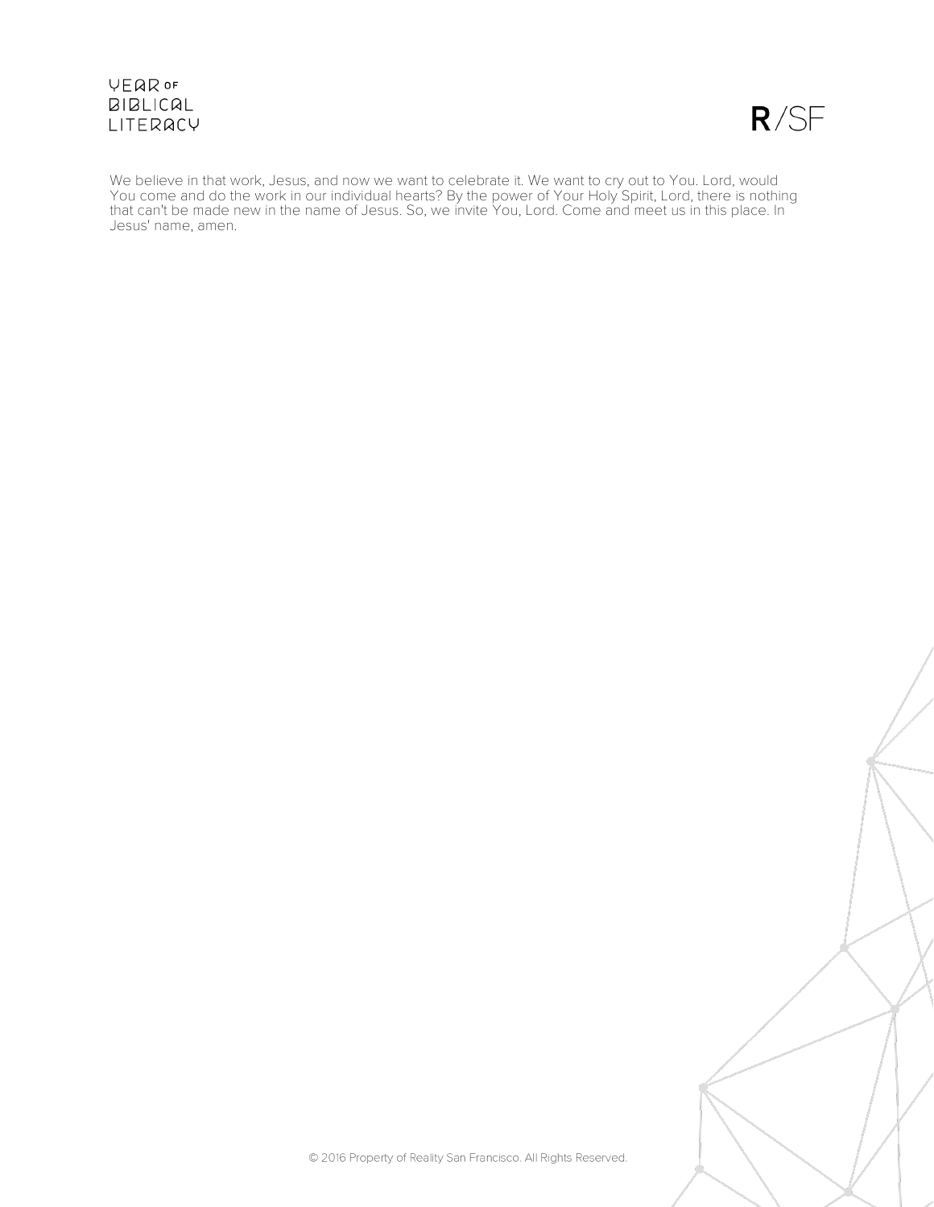We believe in that work, Jesus, and now we want to celebrate it. We want to cry out to You. Lord, would You come and do the work in our individual hearts? By the power of Your Holy Spirit, Lord, there is nothing that can't be made new in the name of Jesus. So, we invite You, Lord. Come and meet us in this place. In Jesus' name, amen.